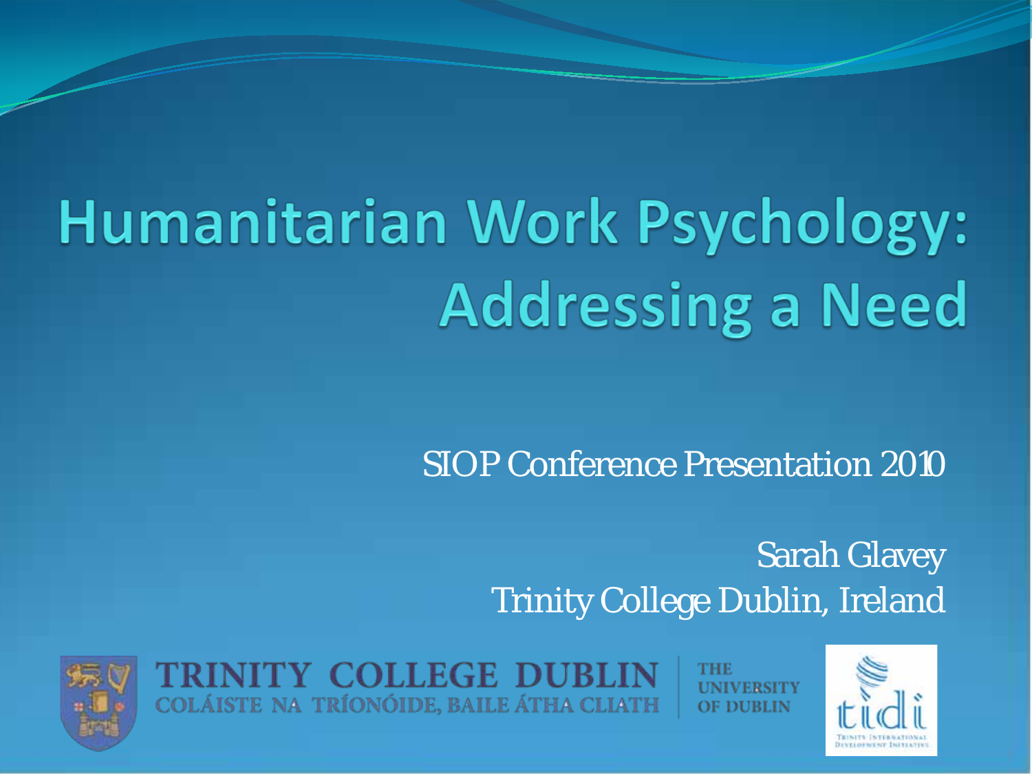# Humanitarian Work Psychology: Addressing a Need

SIOP Conference Presentation 2010

Sarah Glavey
Trinity College Dublin, Ireland

TRINITY COLLEGE DUBLIN
COLÁISTE NA TRÍONÓIDE, BAILE ÁTHA CLIATH
THE UNIVERSITY OF DUBLIN

tidi
TRINITY INTERNATIONAL DEVELOPMENT INITIATIVE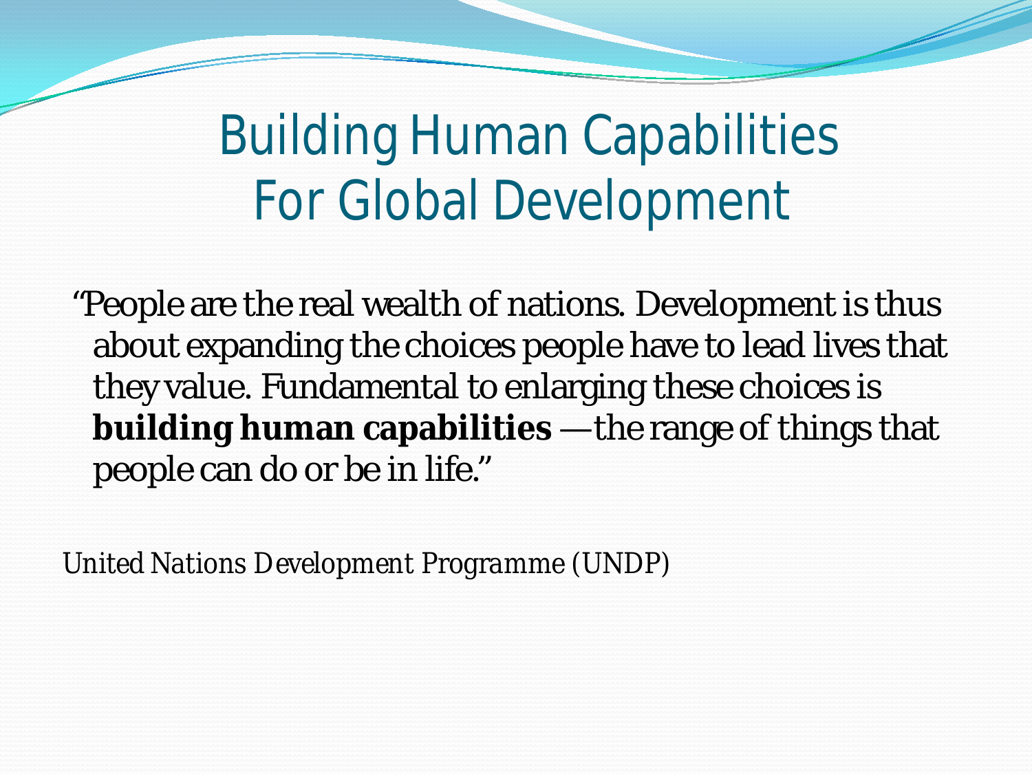# Building Human Capabilities For Global Development

“People are the real wealth of nations. Development is thus about expanding the choices people have to lead lives that they value. Fundamental to enlarging these choices is **building human capabilities** —the range of things that people can do or be in life.”

*United Nations Development Programme (UNDP)*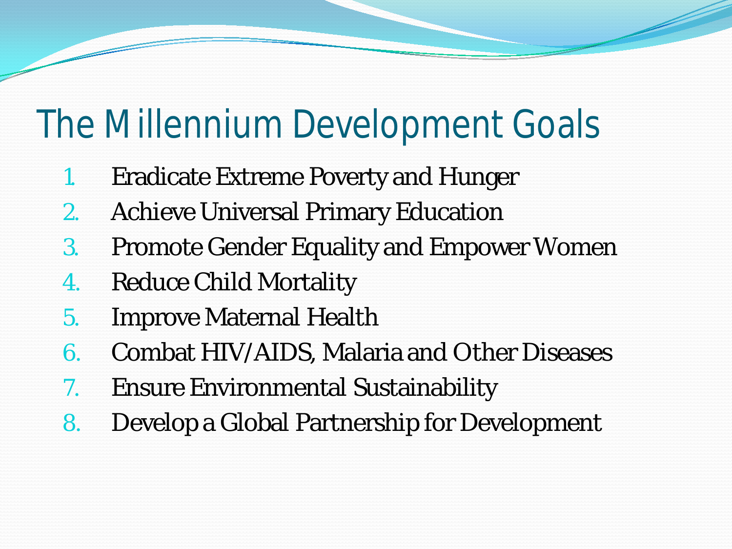# The Millennium Development Goals

1. Eradicate Extreme Poverty and Hunger
2. Achieve Universal Primary Education
3. Promote Gender Equality and Empower Women
4. Reduce Child Mortality
5. Improve Maternal Health
6. Combat HIV/AIDS, Malaria and Other Diseases
7. Ensure Environmental Sustainability
8. Develop a Global Partnership for Development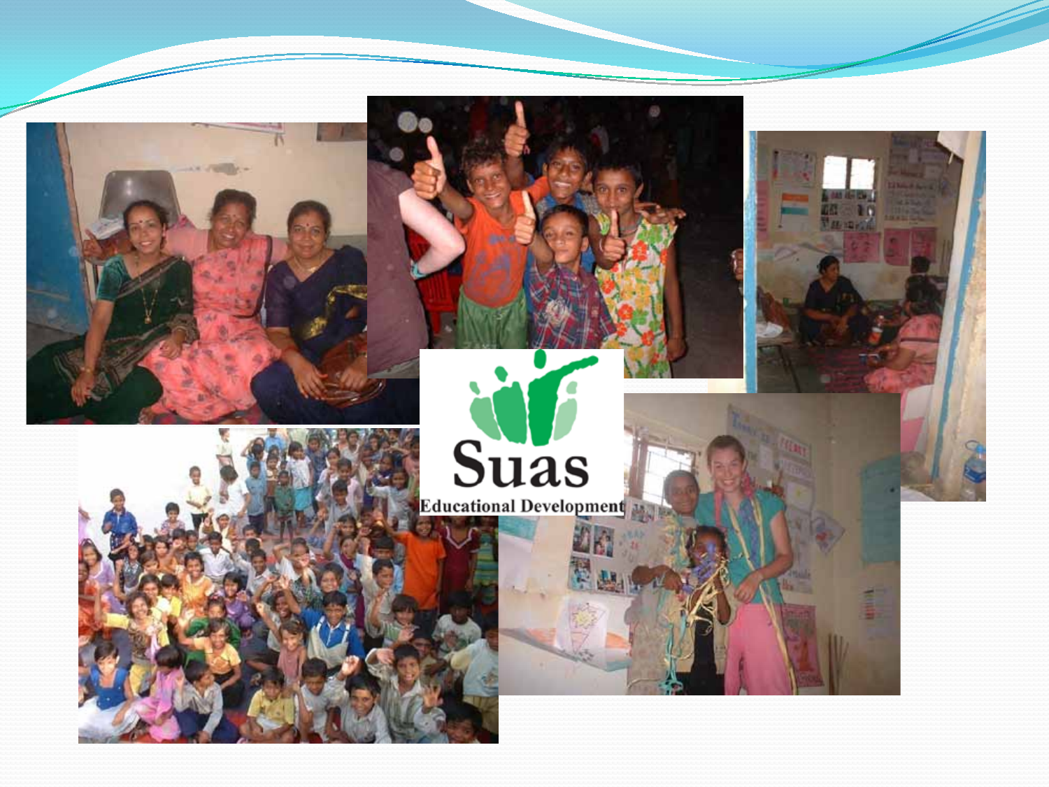Suas

Educational Development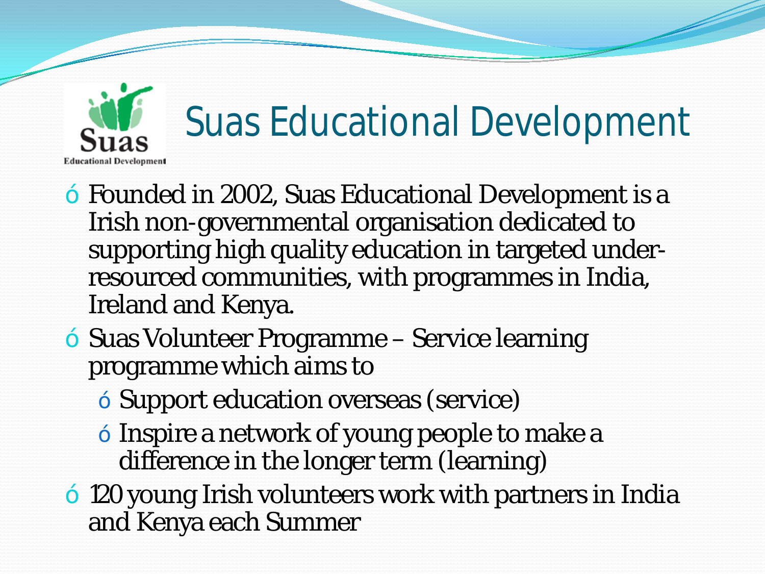# Suas Educational Development

- Founded in 2002, Suas Educational Development is a Irish non-governmental organisation dedicated to supporting high quality education in targeted under-resourced communities, with programmes in India, Ireland and Kenya.
- Suas Volunteer Programme – Service learning programme which aims to
  - Support education overseas (service)
  - Inspire a network of young people to make a difference in the longer term (learning)
- 120 young Irish volunteers work with partners in India and Kenya each Summer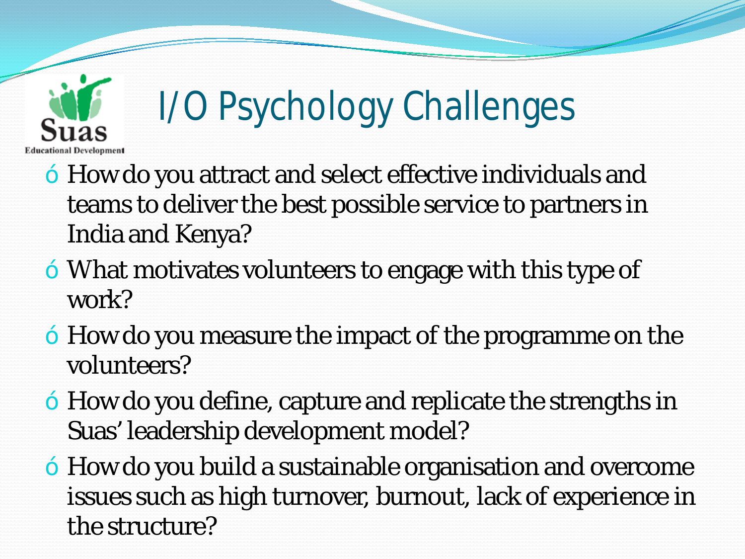# I/O Psychology Challenges

- How do you attract and select effective individuals and teams to deliver the best possible service to partners in India and Kenya?
- What motivates volunteers to engage with this type of work?
- How do you measure the impact of the programme on the volunteers?
- How do you define, capture and replicate the strengths in Suas' leadership development model?
- How do you build a sustainable organisation and overcome issues such as high turnover, burnout, lack of experience in the structure?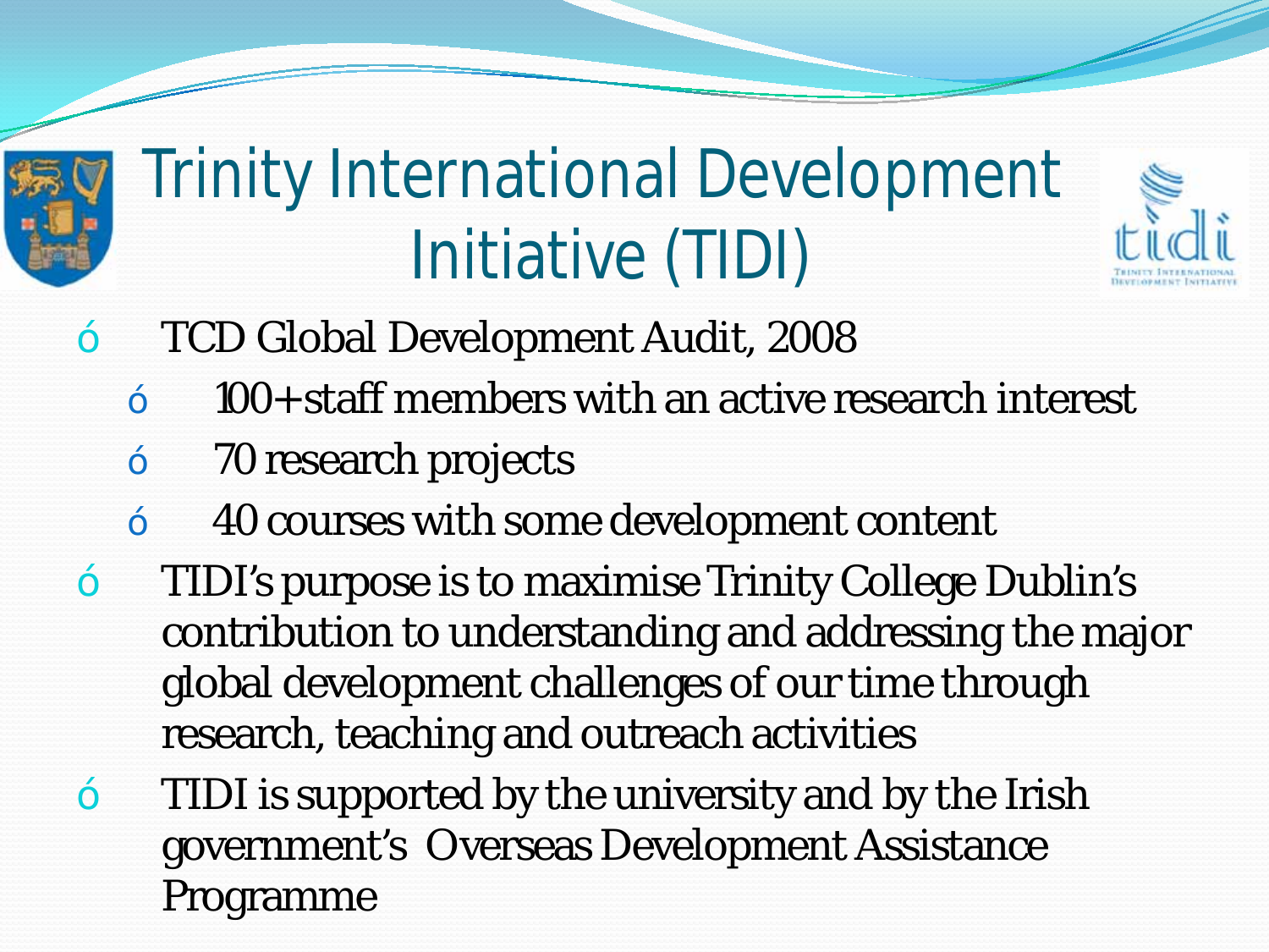# Trinity International Development Initiative (TIDI)

- TCD Global Development Audit, 2008
  - 100+ staff members with an active research interest
  - 70 research projects
  - 40 courses with some development content
- TIDI's purpose is to maximise Trinity College Dublin's contribution to understanding and addressing the major global development challenges of our time through research, teaching and outreach activities
- TIDI is supported by the university and by the Irish government's Overseas Development Assistance Programme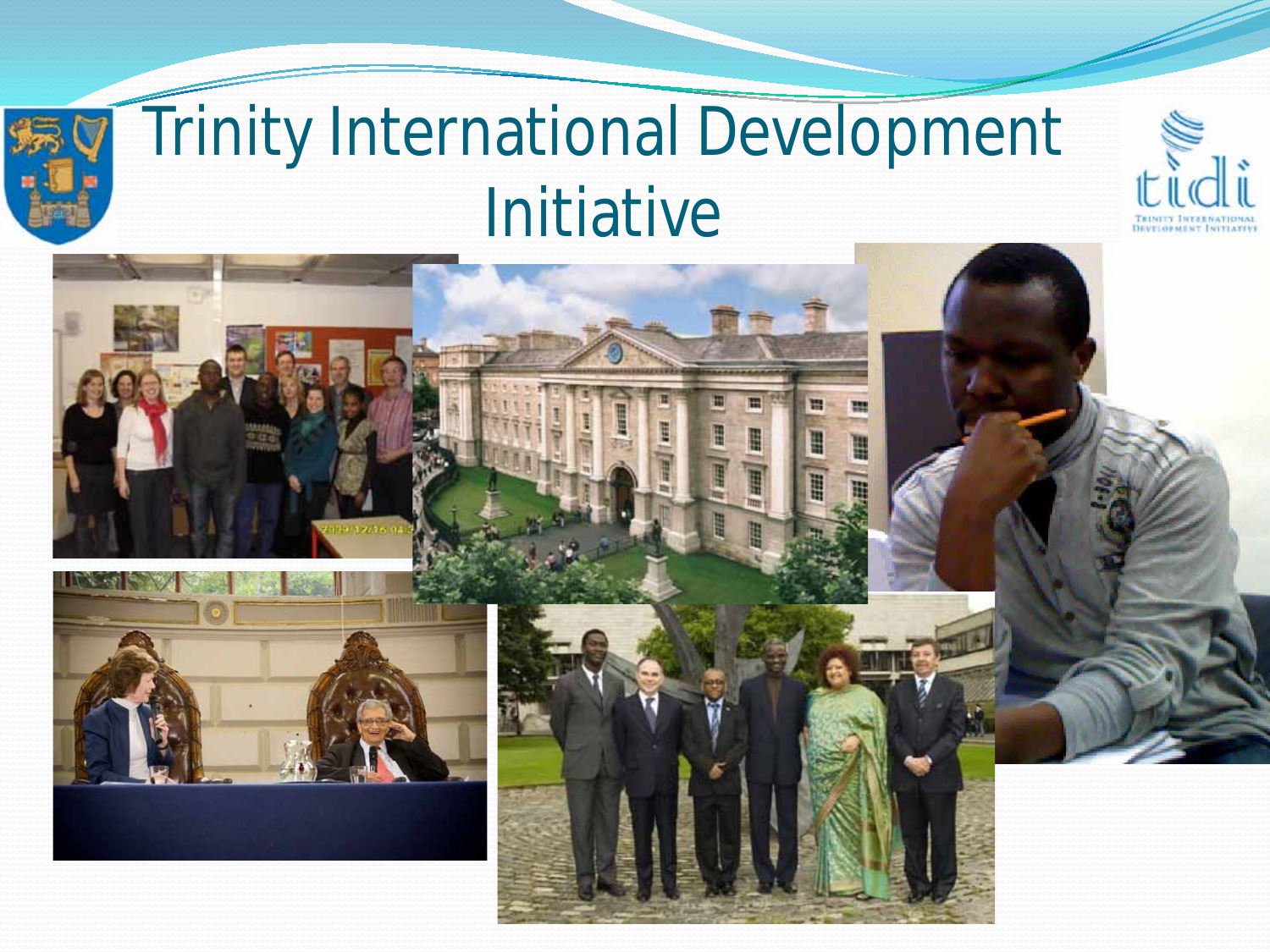# Trinity International Development Initiative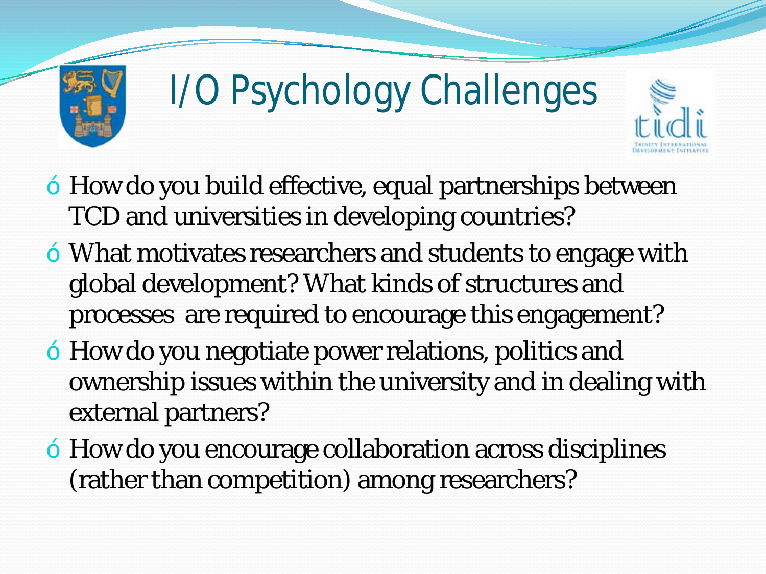# I/O Psychology Challenges

- How do you build effective, equal partnerships between TCD and universities in developing countries?
- What motivates researchers and students to engage with global development? What kinds of structures and processes are required to encourage this engagement?
- How do you negotiate power relations, politics and ownership issues within the university and in dealing with external partners?
- How do you encourage collaboration across disciplines (rather than competition) among researchers?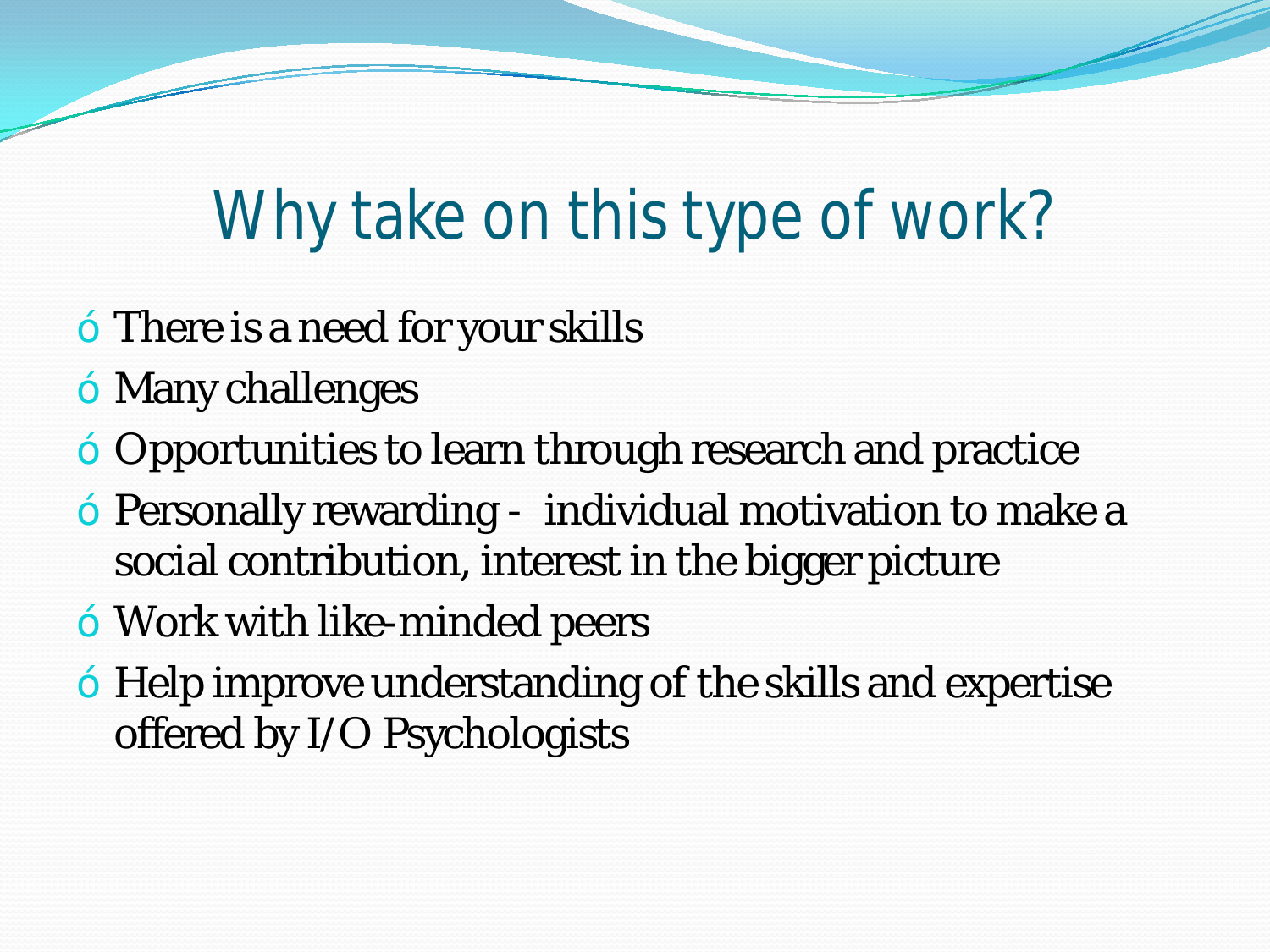# Why take on this type of work?

- There is a need for your skills
- Many challenges
- Opportunities to learn through research and practice
- Personally rewarding - individual motivation to make a social contribution, interest in the bigger picture
- Work with like-minded peers
- Help improve understanding of the skills and expertise offered by I/O Psychologists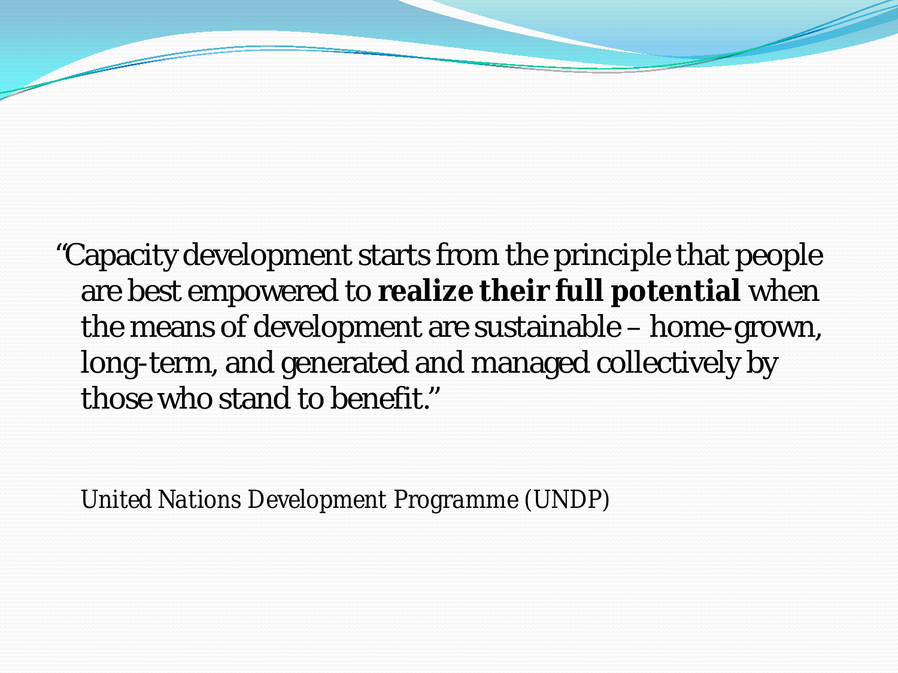"Capacity development starts from the principle that people are best empowered to **realize their full potential** when the means of development are sustainable – home-grown, long-term, and generated and managed collectively by those who stand to benefit."

*United Nations Development Programme (UNDP)*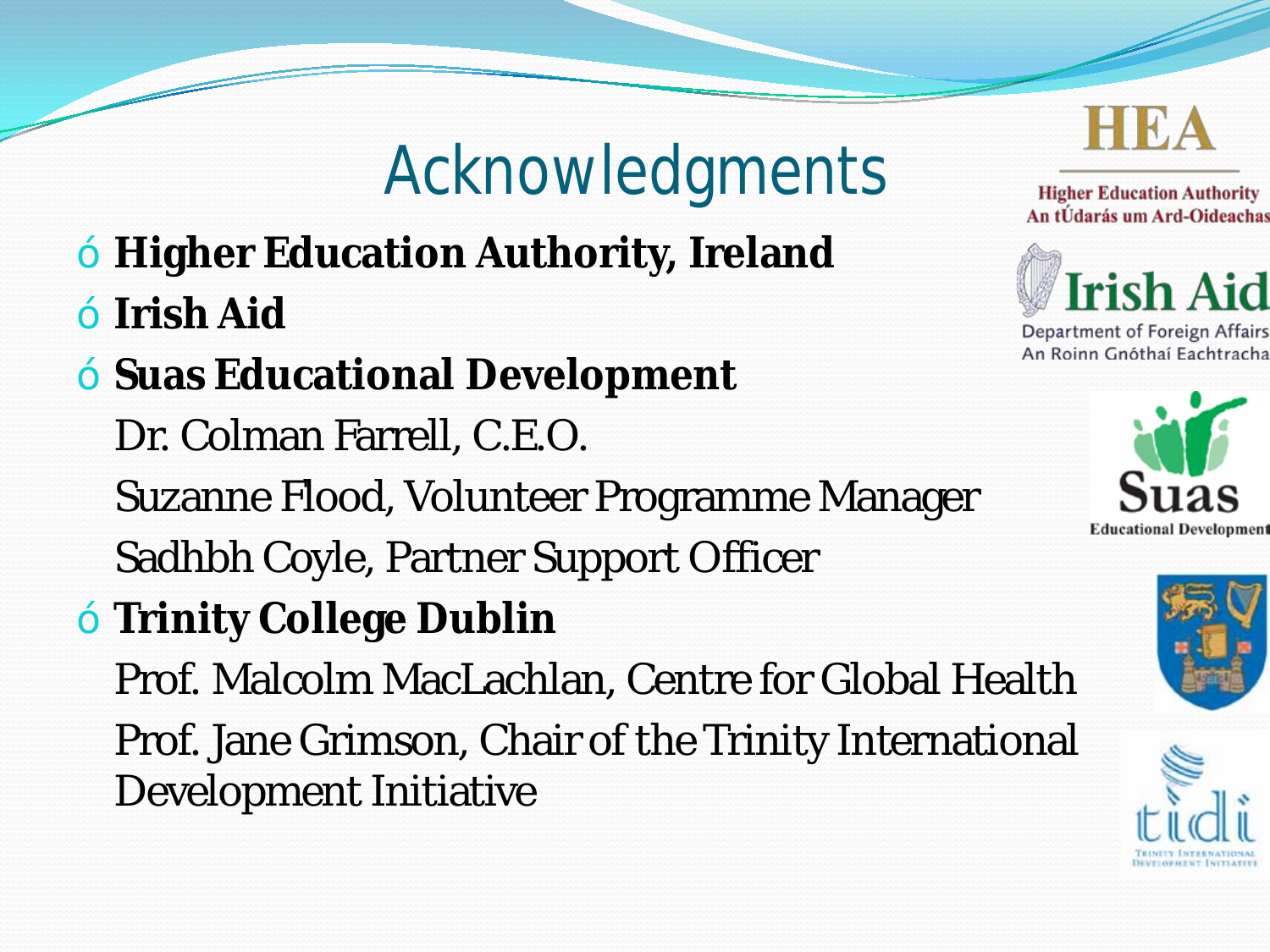# Acknowledgments

- **Higher Education Authority, Ireland**
- **Irish Aid**
- **Suas Educational Development**

  Dr. Colman Farrell, C.E.O.

  Suzanne Flood, Volunteer Programme Manager

  Sadhbh Coyle, Partner Support Officer
- **Trinity College Dublin**

  Prof. Malcolm MacLachlan, Centre for Global Health

  Prof. Jane Grimson, Chair of the Trinity International Development Initiative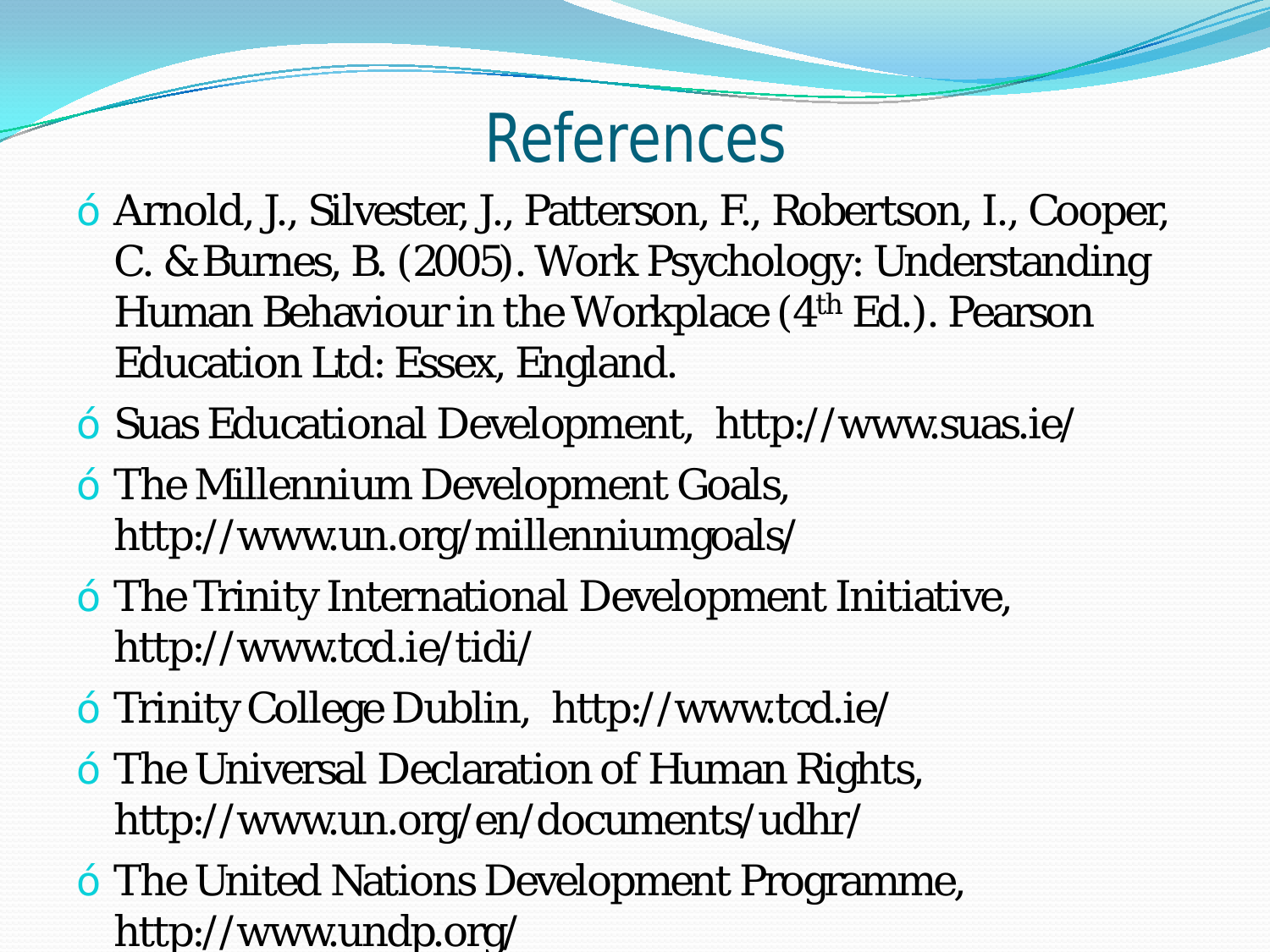# References

- Arnold, J., Silvester, J., Patterson, F., Robertson, I., Cooper, C. & Burnes, B. (2005). Work Psychology: Understanding Human Behaviour in the Workplace (4th Ed.). Pearson Education Ltd: Essex, England.
- Suas Educational Development, http://www.suas.ie/
- The Millennium Development Goals, http://www.un.org/millenniumgoals/
- The Trinity International Development Initiative, http://www.tcd.ie/tidi/
- Trinity College Dublin, http://www.tcd.ie/
- The Universal Declaration of Human Rights, http://www.un.org/en/documents/udhr/
- The United Nations Development Programme, http://www.undp.org/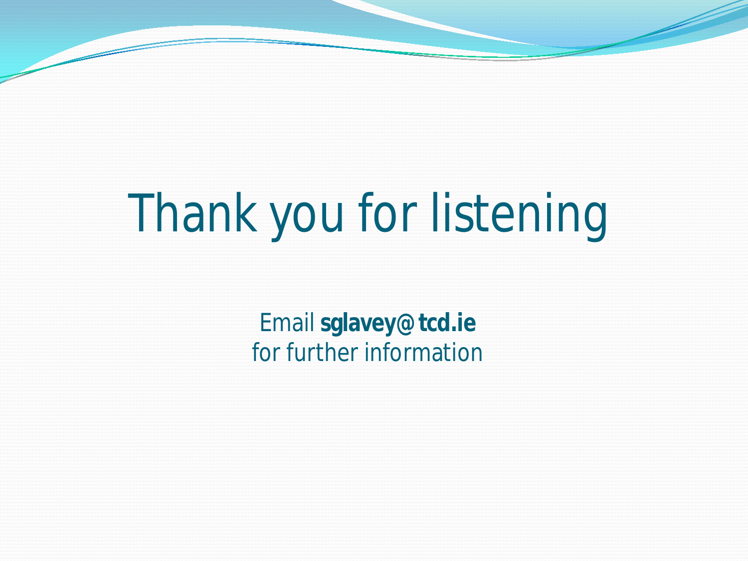# Thank you for listening

Email **sglavey@tcd.ie**
for further information